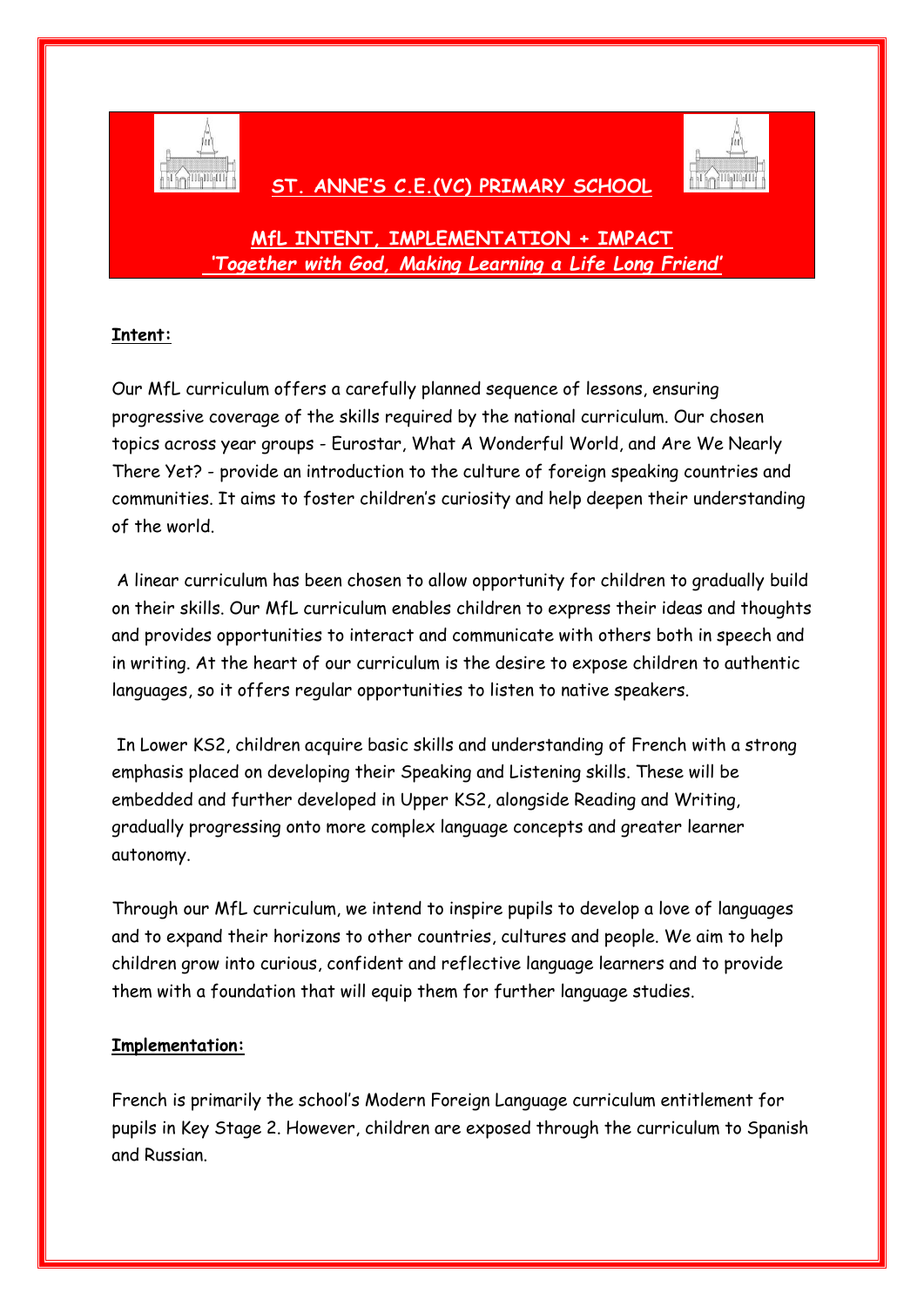# ST. ANNE'S C.E.(VC) PRIMARY SCHOOL

## MfL INTENT, IMPLEMENTATION + IMPACT

*'Together with God, Making Learning a Life Long Friend'*

**Intent:**

Our MfL curriculum offers a carefully planned sequence of lessons, ensuring progressive coverage of the skills required by the national curriculum. Our chosen topics across year groups - Eurostar, What A Wonderful World, and Are We Nearly There Yet? - provide an introduction to the culture of foreign speaking countries and communities. It aims to foster children's curiosity and help deepen their understanding of the world.

A linear curriculum has been chosen to allow opportunity for children to gradually build on their skills. Our MfL curriculum enables children to express their ideas and thoughts and provides opportunities to interact and communicate with others both in speech and in writing. At the heart of our curriculum is the desire to expose children to authentic languages, so it offers regular opportunities to listen to native speakers.

In Lower KS2, children acquire basic skills and understanding of French with a strong emphasis placed on developing their Speaking and Listening skills. These will be embedded and further developed in Upper KS2, alongside Reading and Writing, gradually progressing onto more complex language concepts and greater learner autonomy.

Through our MfL curriculum, we intend to inspire pupils to develop a love of languages and to expand their horizons to other countries, cultures and people. We aim to help children grow into curious, confident and reflective language learners and to provide them with a foundation that will equip them for further language studies.

**Implementation:**

French is primarily the school's Modern Foreign Language curriculum entitlement for pupils in Key Stage 2. However, children are exposed through the curriculum to Spanish and Russian.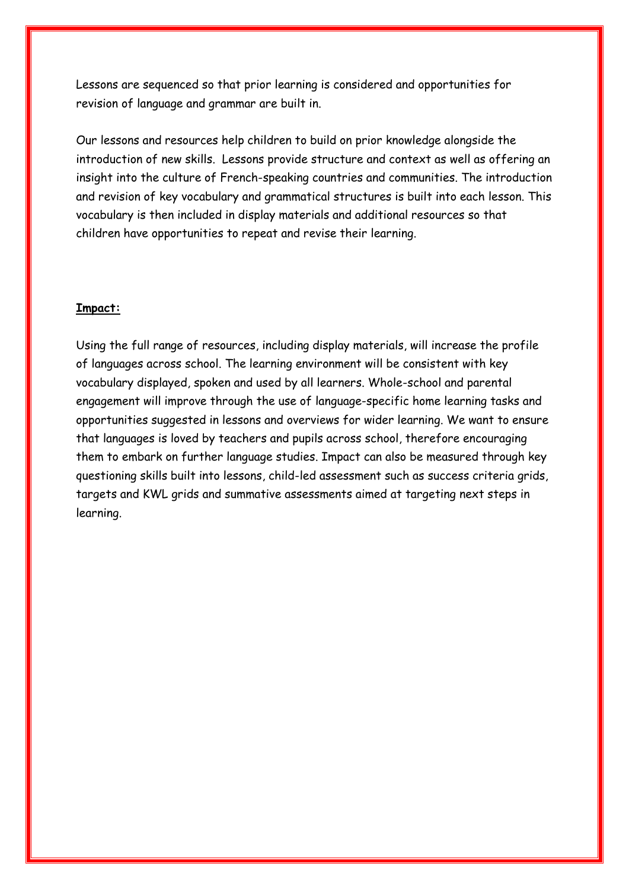Lessons are sequenced so that prior learning is considered and opportunities for revision of language and grammar are built in.

Our lessons and resources help children to build on prior knowledge alongside the introduction of new skills. Lessons provide structure and context as well as offering an insight into the culture of French-speaking countries and communities. The introduction and revision of key vocabulary and grammatical structures is built into each lesson. This vocabulary is then included in display materials and additional resources so that children have opportunities to repeat and revise their learning.

**Impact:**

Using the full range of resources, including display materials, will increase the profile of languages across school. The learning environment will be consistent with key vocabulary displayed, spoken and used by all learners. Whole-school and parental engagement will improve through the use of language-specific home learning tasks and opportunities suggested in lessons and overviews for wider learning. We want to ensure that languages is loved by teachers and pupils across school, therefore encouraging them to embark on further language studies. Impact can also be measured through key questioning skills built into lessons, child-led assessment such as success criteria grids, targets and KWL grids and summative assessments aimed at targeting next steps in learning.